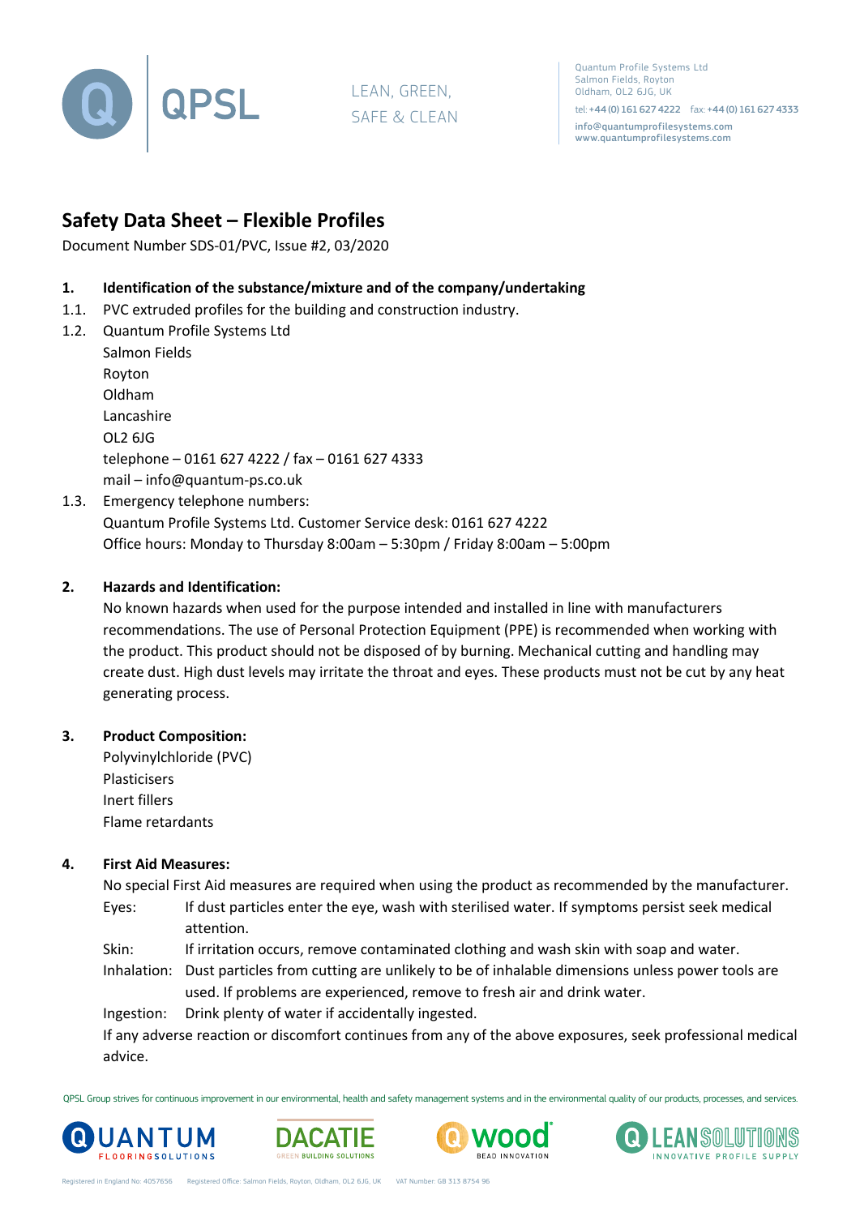# Safety Data Sheet – Flexible Profiles

Document Number SDS-01/PVC, Issue #2, 03/2020

## 1. Identification of the substance/mixture and of the company/undertaking

1.1. PVC extruded profiles for the building and construction industry.

1.2. Quantum Profile Systems Ltd
Salmon Fields
Royton
Oldham
Lancashire
OL2 6JG
telephone – 0161 627 4222 / fax – 0161 627 4333
mail – info@quantum-ps.co.uk

1.3. Emergency telephone numbers:
Quantum Profile Systems Ltd. Customer Service desk: 0161 627 4222
Office hours: Monday to Thursday 8:00am – 5:30pm / Friday 8:00am – 5:00pm

## 2. Hazards and Identification:

No known hazards when used for the purpose intended and installed in line with manufacturers recommendations. The use of Personal Protection Equipment (PPE) is recommended when working with the product. This product should not be disposed of by burning. Mechanical cutting and handling may create dust. High dust levels may irritate the throat and eyes. These products must not be cut by any heat generating process.

## 3. Product Composition:

Polyvinylchloride (PVC)
Plasticisers
Inert fillers
Flame retardants

## 4. First Aid Measures:

No special First Aid measures are required when using the product as recommended by the manufacturer.

Eyes: If dust particles enter the eye, wash with sterilised water. If symptoms persist seek medical attention.

Skin: If irritation occurs, remove contaminated clothing and wash skin with soap and water.

Inhalation: Dust particles from cutting are unlikely to be of inhalable dimensions unless power tools are used. If problems are experienced, remove to fresh air and drink water.

Ingestion: Drink plenty of water if accidentally ingested.

If any adverse reaction or discomfort continues from any of the above exposures, seek professional medical advice.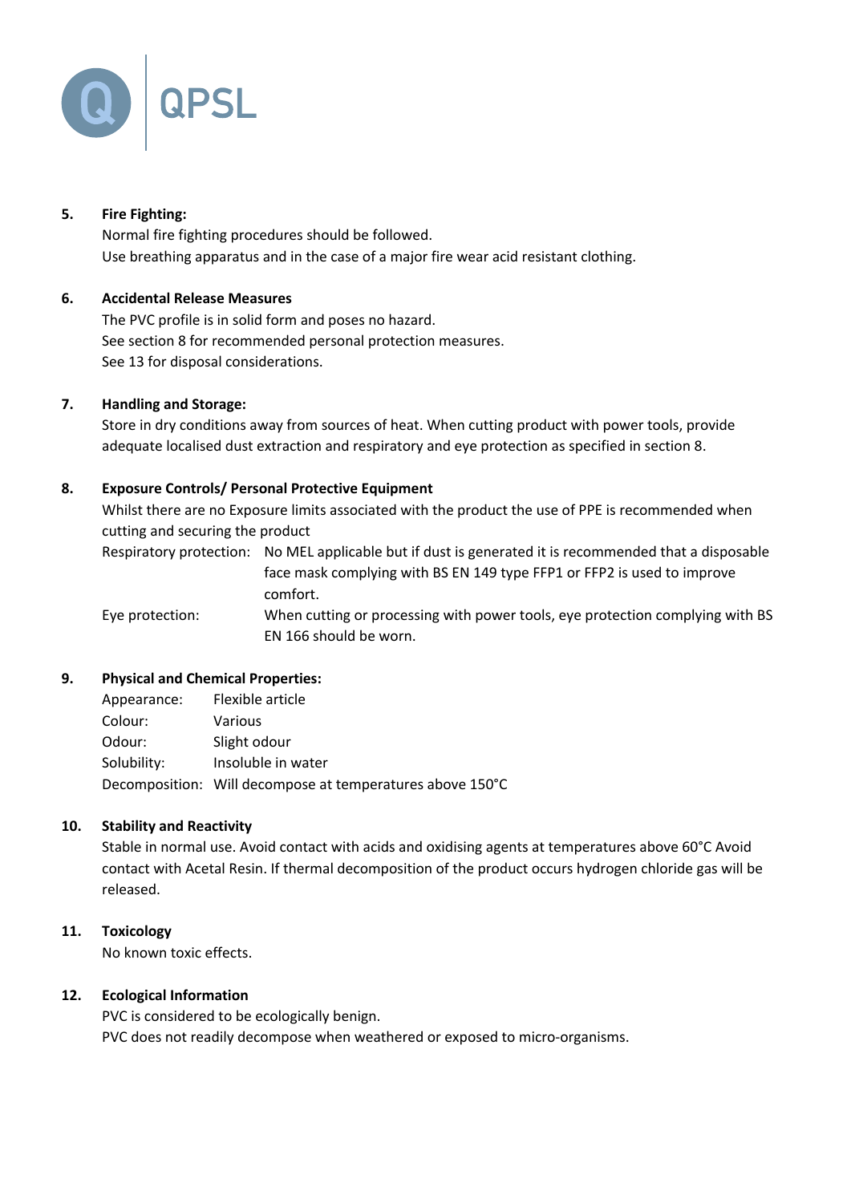## 5. Fire Fighting:

Normal fire fighting procedures should be followed.
Use breathing apparatus and in the case of a major fire wear acid resistant clothing.

## 6. Accidental Release Measures

The PVC profile is in solid form and poses no hazard.
See section 8 for recommended personal protection measures.
See 13 for disposal considerations.

## 7. Handling and Storage:

Store in dry conditions away from sources of heat. When cutting product with power tools, provide adequate localised dust extraction and respiratory and eye protection as specified in section 8.

## 8. Exposure Controls/ Personal Protective Equipment

Whilst there are no Exposure limits associated with the product the use of PPE is recommended when cutting and securing the product

| | |
|---|---|
| Respiratory protection: | No MEL applicable but if dust is generated it is recommended that a disposable face mask complying with BS EN 149 type FFP1 or FFP2 is used to improve comfort. |
| Eye protection: | When cutting or processing with power tools, eye protection complying with BS EN 166 should be worn. |

## 9. Physical and Chemical Properties:

| | |
|---|---|
| Appearance: | Flexible article |
| Colour: | Various |
| Odour: | Slight odour |
| Solubility: | Insoluble in water |
| Decomposition: | Will decompose at temperatures above 150°C |

## 10. Stability and Reactivity

Stable in normal use. Avoid contact with acids and oxidising agents at temperatures above 60°C Avoid contact with Acetal Resin. If thermal decomposition of the product occurs hydrogen chloride gas will be released.

## 11. Toxicology

No known toxic effects.

## 12. Ecological Information

PVC is considered to be ecologically benign.
PVC does not readily decompose when weathered or exposed to micro-organisms.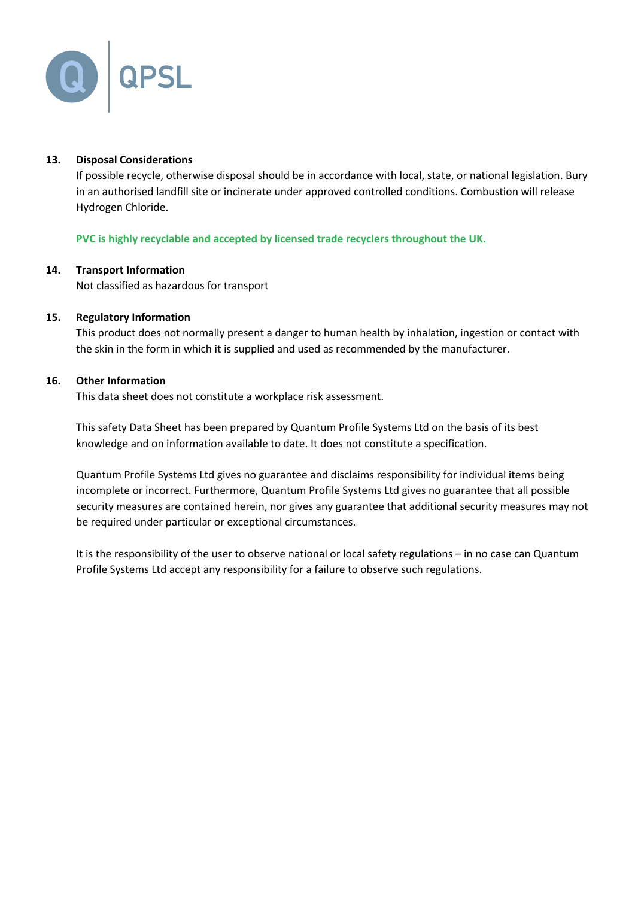## 13. Disposal Considerations

If possible recycle, otherwise disposal should be in accordance with local, state, or national legislation. Bury in an authorised landfill site or incinerate under approved controlled conditions. Combustion will release Hydrogen Chloride.

**PVC is highly recyclable and accepted by licensed trade recyclers throughout the UK.**

## 14. Transport Information

Not classified as hazardous for transport

## 15. Regulatory Information

This product does not normally present a danger to human health by inhalation, ingestion or contact with the skin in the form in which it is supplied and used as recommended by the manufacturer.

## 16. Other Information

This data sheet does not constitute a workplace risk assessment.

This safety Data Sheet has been prepared by Quantum Profile Systems Ltd on the basis of its best knowledge and on information available to date. It does not constitute a specification.

Quantum Profile Systems Ltd gives no guarantee and disclaims responsibility for individual items being incomplete or incorrect. Furthermore, Quantum Profile Systems Ltd gives no guarantee that all possible security measures are contained herein, nor gives any guarantee that additional security measures may not be required under particular or exceptional circumstances.

It is the responsibility of the user to observe national or local safety regulations – in no case can Quantum Profile Systems Ltd accept any responsibility for a failure to observe such regulations.